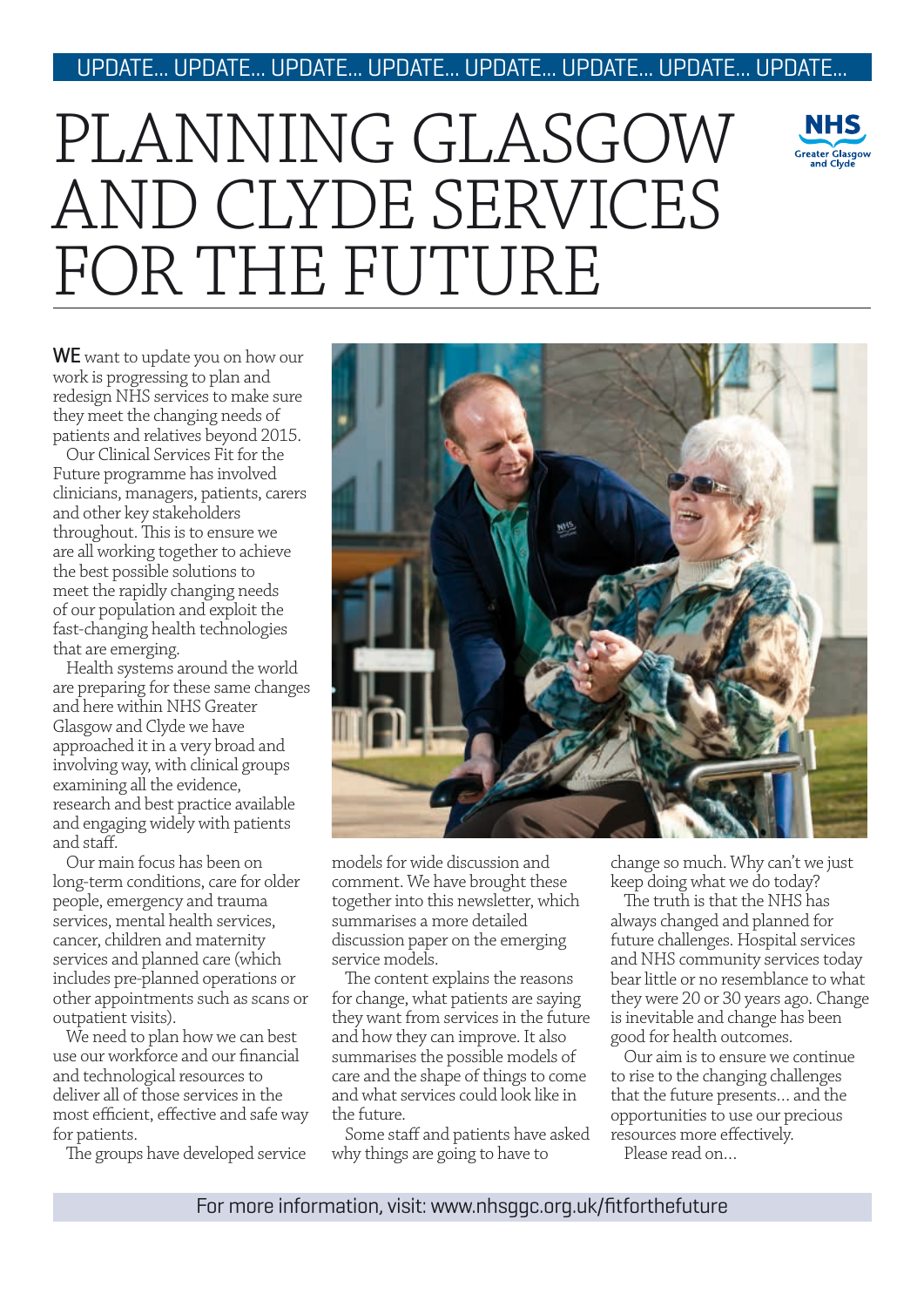UPDATE... UPDATE... UPDATE... UPDATE... UPDATE... UPDATE... UPDATE... UPDATE...

# PLANNING GLASGOW AND CLYDE SERVICES FOR THE FUTURE

**WE** want to update you on how our work is progressing to plan and redesign NHS services to make sure they meet the changing needs of patients and relatives beyond 2015.

Our Clinical Services Fit for the Future programme has involved clinicians, managers, patients, carers and other key stakeholders throughout. This is to ensure we are all working together to achieve the best possible solutions to meet the rapidly changing needs of our population and exploit the fast-changing health technologies that are emerging.

Health systems around the world are preparing for these same changes and here within NHS Greater Glasgow and Clyde we have approached it in a very broad and involving way, with clinical groups examining all the evidence, research and best practice available and engaging widely with patients and staff.

Our main focus has been on long-term conditions, care for older people, emergency and trauma services, mental health services, cancer, children and maternity services and planned care (which includes pre-planned operations or other appointments such as scans or outpatient visits).

We need to plan how we can best use our workforce and our financial and technological resources to deliver all of those services in the most efficient, effective and safe way for patients.

The groups have developed service models for wide discussion and comment. We have brought these together into this newsletter, which summarises a more detailed discussion paper on the emerging service models.

The content explains the reasons for change, what patients are saying they want from services in the future and how they can improve. It also summarises the possible models of care and the shape of things to come and what services could look like in the future.

Some staff and patients have asked why things are going to have to change so much. Why can't we just keep doing what we do today?

The truth is that the NHS has always changed and planned for future challenges. Hospital services and NHS community services today bear little or no resemblance to what they were 20 or 30 years ago. Change is inevitable and change has been good for health outcomes.

Our aim is to ensure we continue to rise to the changing challenges that the future presents... and the opportunities to use our precious resources more effectively.

Please read on...

For more information, visit: www.nhsggc.org.uk/fitforthefuture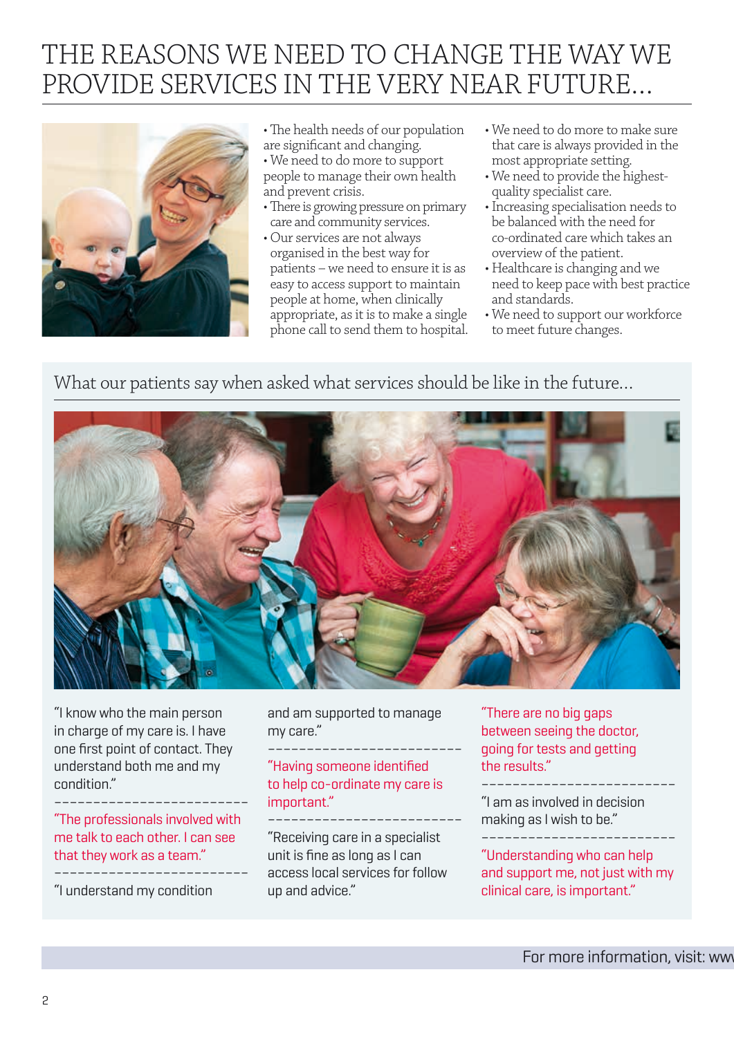# THE REASONS WE NEED TO CHANGE THE WAY WE PROVIDE SERVICES IN THE VERY NEAR FUTURE...

- The health needs of our population are significant and changing.
- We need to do more to support people to manage their own health and prevent crisis.
- There is growing pressure on primary care and community services.
- Our services are not always organised in the best way for patients – we need to ensure it is as easy to access support to maintain people at home, when clinically appropriate, as it is to make a single phone call to send them to hospital.
- We need to do more to make sure that care is always provided in the most appropriate setting.
- We need to provide the highest-quality specialist care.
- Increasing specialisation needs to be balanced with the need for co-ordinated care which takes an overview of the patient.
- Healthcare is changing and we need to keep pace with best practice and standards.
- We need to support our workforce to meet future changes.

## What our patients say when asked what services should be like in the future...

"I know who the main person in charge of my care is. I have one first point of contact. They understand both me and my condition."

"The professionals involved with me talk to each other. I can see that they work as a team."

"I understand my condition and am supported to manage my care."

"Having someone identified to help co-ordinate my care is important."

"Receiving care in a specialist unit is fine as long as I can access local services for follow up and advice."

"There are no big gaps between seeing the doctor, going for tests and getting the results."

"I am as involved in decision making as I wish to be."

"Understanding who can help and support me, not just with my clinical care, is important."

For more information, visit: ww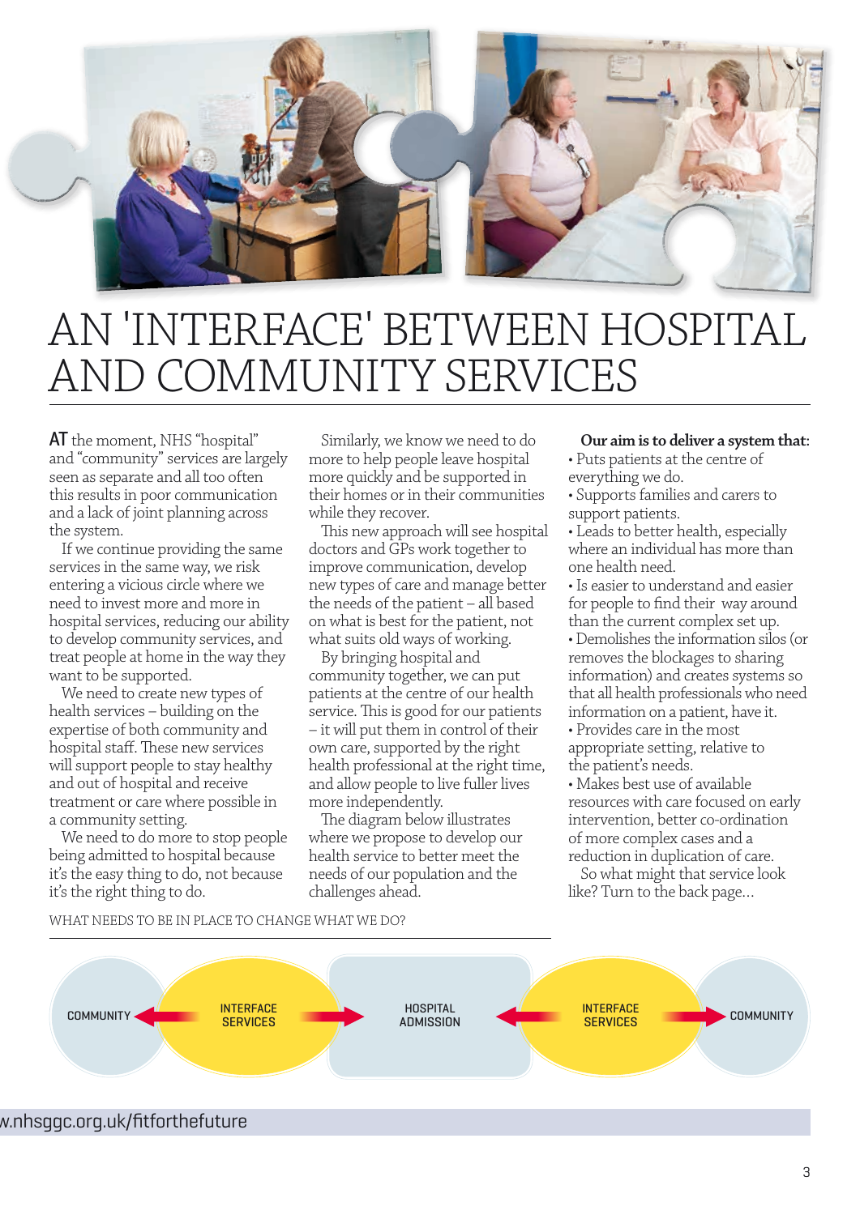# AN 'INTERFACE' BETWEEN HOSPITAL AND COMMUNITY SERVICES

**AT** the moment, NHS "hospital" and "community" services are largely seen as separate and all too often this results in poor communication and a lack of joint planning across the system.

If we continue providing the same services in the same way, we risk entering a vicious circle where we need to invest more and more in hospital services, reducing our ability to develop community services, and treat people at home in the way they want to be supported.

We need to create new types of health services – building on the expertise of both community and hospital staff. These new services will support people to stay healthy and out of hospital and receive treatment or care where possible in a community setting.

We need to do more to stop people being admitted to hospital because it's the easy thing to do, not because it's the right thing to do.

Similarly, we know we need to do more to help people leave hospital more quickly and be supported in their homes or in their communities while they recover.

This new approach will see hospital doctors and GPs work together to improve communication, develop new types of care and manage better the needs of the patient – all based on what is best for the patient, not what suits old ways of working.

By bringing hospital and community together, we can put patients at the centre of our health service. This is good for our patients – it will put them in control of their own care, supported by the right health professional at the right time, and allow people to live fuller lives more independently.

The diagram below illustrates where we propose to develop our health service to better meet the needs of our population and the challenges ahead.

**Our aim is to deliver a system that:**

- Puts patients at the centre of everything we do.
- Supports families and carers to support patients.
- Leads to better health, especially where an individual has more than one health need.
- Is easier to understand and easier for people to find their way around than the current complex set up.
- Demolishes the information silos (or removes the blockages to sharing information) and creates systems so that all health professionals who need information on a patient, have it.
- Provides care in the most appropriate setting, relative to the patient's needs.
- Makes best use of available resources with care focused on early intervention, better co-ordination of more complex cases and a reduction in duplication of care.

So what might that service look like? Turn to the back page...

WHAT NEEDS TO BE IN PLACE TO CHANGE WHAT WE DO?

COMMUNITY ← INTERFACE SERVICES → HOSPITAL ADMISSION ← INTERFACE SERVICES → COMMUNITY

w.nhsggc.org.uk/fitforthefuture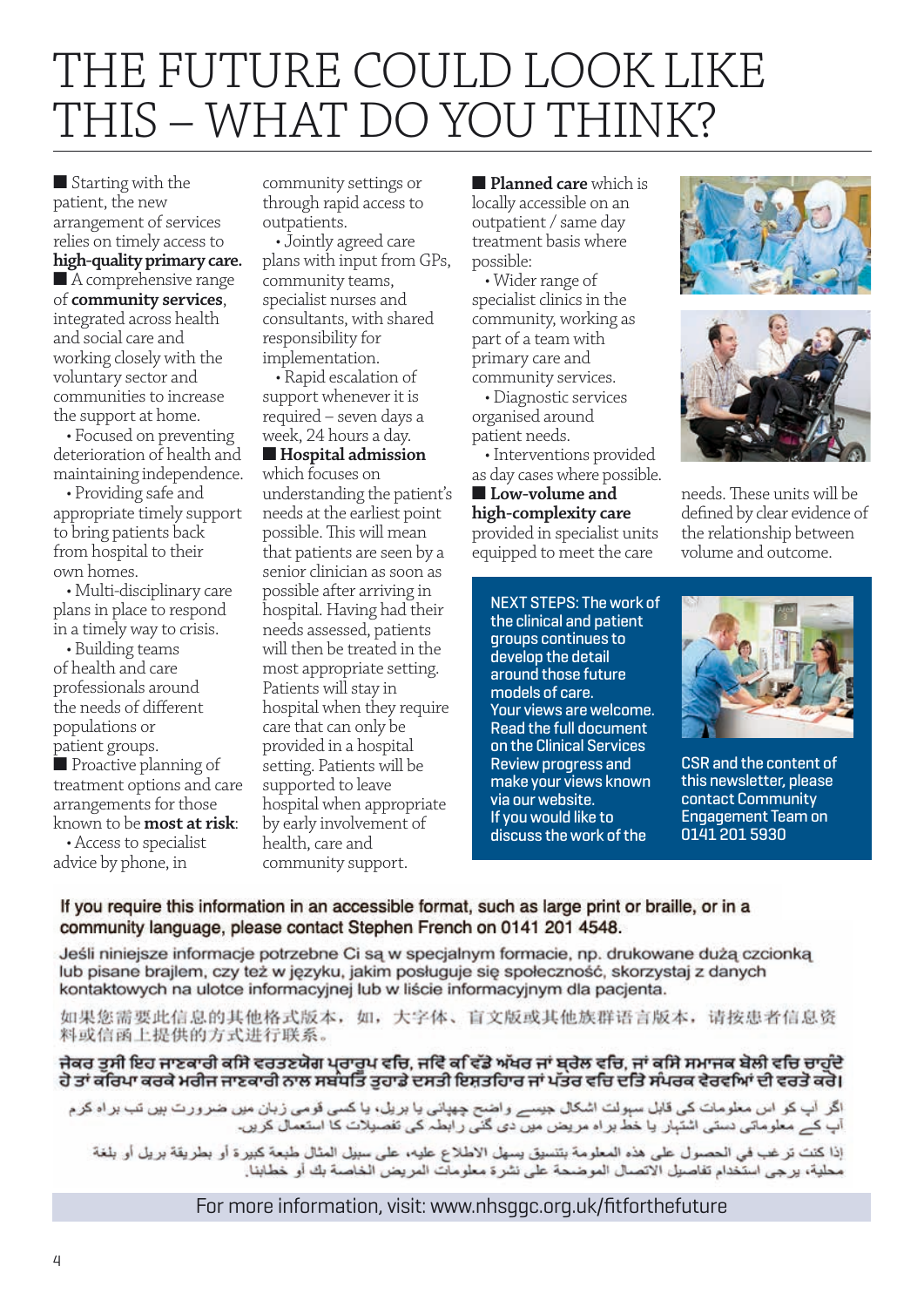# THE FUTURE COULD LOOK LIKE THIS – WHAT DO YOU THINK?

■ Starting with the patient, the new arrangement of services relies on timely access to **high-quality primary care.**

■ A comprehensive range of **community services**, integrated across health and social care and working closely with the voluntary sector and communities to increase the support at home.

- Focused on preventing deterioration of health and maintaining independence.
- Providing safe and appropriate timely support to bring patients back from hospital to their own homes.
- Multi-disciplinary care plans in place to respond in a timely way to crisis.
- Building teams of health and care professionals around the needs of different populations or patient groups.

■ Proactive planning of treatment options and care arrangements for those known to be **most at risk**:

- Access to specialist advice by phone, in community settings or through rapid access to outpatients.
- Jointly agreed care plans with input from GPs, community teams, specialist nurses and consultants, with shared responsibility for implementation.
- Rapid escalation of support whenever it is required – seven days a week, 24 hours a day.

■ **Hospital admission** which focuses on understanding the patient's needs at the earliest point possible. This will mean that patients are seen by a senior clinician as soon as possible after arriving in hospital. Having had their needs assessed, patients will then be treated in the most appropriate setting. Patients will stay in hospital when they require care that can only be provided in a hospital setting. Patients will be supported to leave hospital when appropriate by early involvement of health, care and community support.

■ **Planned care** which is locally accessible on an outpatient / same day treatment basis where possible:

- Wider range of specialist clinics in the community, working as part of a team with primary care and community services.
- Diagnostic services organised around patient needs.
- Interventions provided as day cases where possible.

■ **Low-volume and high-complexity care** provided in specialist units equipped to meet the care needs. These units will be defined by clear evidence of the relationship between volume and outcome.

NEXT STEPS: The work of the clinical and patient groups continues to develop the detail around those future models of care. Your views are welcome. Read the full document on the Clinical Services Review progress and make your views known via our website. If you would like to discuss the work of the CSR and the content of this newsletter, please contact Community Engagement Team on 0141 201 5930

If you require this information in an accessible format, such as large print or braille, or in a community language, please contact Stephen French on 0141 201 4548.

Jeśli niniejsze informacje potrzebne Ci są w specjalnym formacie, np. drukowane dużą czcionką lub pisane brajlem, czy też w języku, jakim posługuje się społeczność, skorzystaj z danych kontaktowych na ulotce informacyjnej lub w liście informacyjnym dla pacjenta.

如果您需要此信息的其他格式版本，如，大字体、盲文版或其他族群语言版本，请按患者信息资料或信函上提供的方式进行联系。

ਜੇਕਰ ਤੁਸੀ ਇਹ ਜਾਣਕਾਰੀ ਕਸਿ ਵਰਤਣਯੋਗ ਪ੍ਰਾਰੂਪ ਵਿਚ, ਜਵਿ ਕ ਿਵੱਡੇ ਅੱਖਰ ਜਾਂ ਬ੍ਰੇਲ ਵਿਚ, ਜਾਂ ਕਸਿ ਸਮਾਜਕ ਬੋਲੀ ਵਿਚ ਚਾਹੁੰਦੇ ਹੋ ਤਾਂ ਕਰਿਪਾ ਕਰਕੇ ਮਰੀਜ ਜਾਣਕਾਰੀ ਨਾਲ ਸਬੰਧਤਿ ਤੁਹਾਡੇ ਦਸਤੀ ਇਸ਼ਤਹਿਾਰ ਜਾਂ ਪੱਤਰ ਵਿਚ ਦਤਿ ਸੰਪਰਕ ਵੇਰਵਿਆਂ ਦੀ ਵਰਤੋ ਕਰੋ।

اگر آپ کو اس معلومات کی قابل سہولت اشکال جیسے واضح چھپائی یا بریل، یا کسی قومی زبان میں ضرورت ہیں تب براہ کرم آپ کے معلوماتی دستی اشتہار یا خط براہ مریض میں دی گئی رابطہ کی تفصیلات کا استعمال کریں۔

إذا كنت ترغب في الحصول على هذه المعلومة بتنسيق يسهل الاطلاع عليه، على سبيل المثال طبعة كبيرة أو بطريقة بريل أو بلغة محلية، يرجى استخدام تفاصيل الاتصال الموضحة على نشرة معلومات المريض الخاصة بك أو خطابنا.

For more information, visit: www.nhsggc.org.uk/fitforthefuture